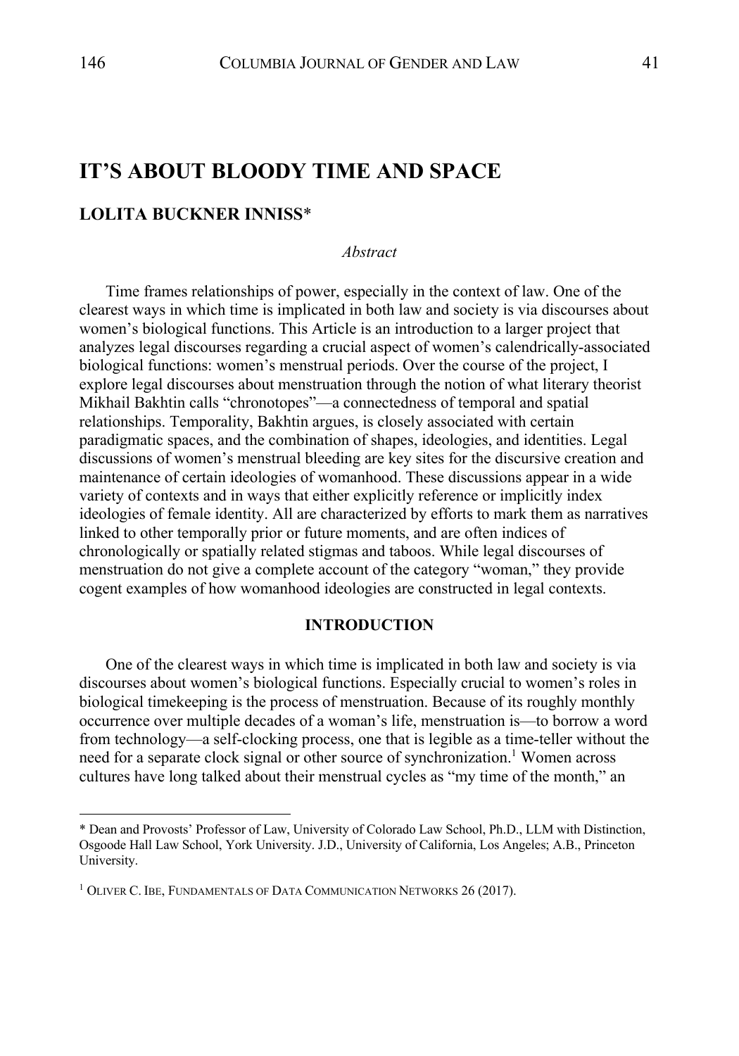# IT'S ABOUT BLOODY TIME AND SPACE

## LOLITA BUCKNER INNISS*

*Abstract*

Time frames relationships of power, especially in the context of law. One of the clearest ways in which time is implicated in both law and society is via discourses about women's biological functions. This Article is an introduction to a larger project that analyzes legal discourses regarding a crucial aspect of women's calendrically-associated biological functions: women's menstrual periods. Over the course of the project, I explore legal discourses about menstruation through the notion of what literary theorist Mikhail Bakhtin calls "chronotopes"—a connectedness of temporal and spatial relationships. Temporality, Bakhtin argues, is closely associated with certain paradigmatic spaces, and the combination of shapes, ideologies, and identities. Legal discussions of women's menstrual bleeding are key sites for the discursive creation and maintenance of certain ideologies of womanhood. These discussions appear in a wide variety of contexts and in ways that either explicitly reference or implicitly index ideologies of female identity. All are characterized by efforts to mark them as narratives linked to other temporally prior or future moments, and are often indices of chronologically or spatially related stigmas and taboos. While legal discourses of menstruation do not give a complete account of the category "woman," they provide cogent examples of how womanhood ideologies are constructed in legal contexts.

### INTRODUCTION

One of the clearest ways in which time is implicated in both law and society is via discourses about women's biological functions. Especially crucial to women's roles in biological timekeeping is the process of menstruation. Because of its roughly monthly occurrence over multiple decades of a woman's life, menstruation is—to borrow a word from technology—a self-clocking process, one that is legible as a time-teller without the need for a separate clock signal or other source of synchronization.[1] Women across cultures have long talked about their menstrual cycles as "my time of the month," an

---

\* Dean and Provosts' Professor of Law, University of Colorado Law School, Ph.D., LLM with Distinction, Osgoode Hall Law School, York University. J.D., University of California, Los Angeles; A.B., Princeton University.

[1] OLIVER C. IBE, FUNDAMENTALS OF DATA COMMUNICATION NETWORKS 26 (2017).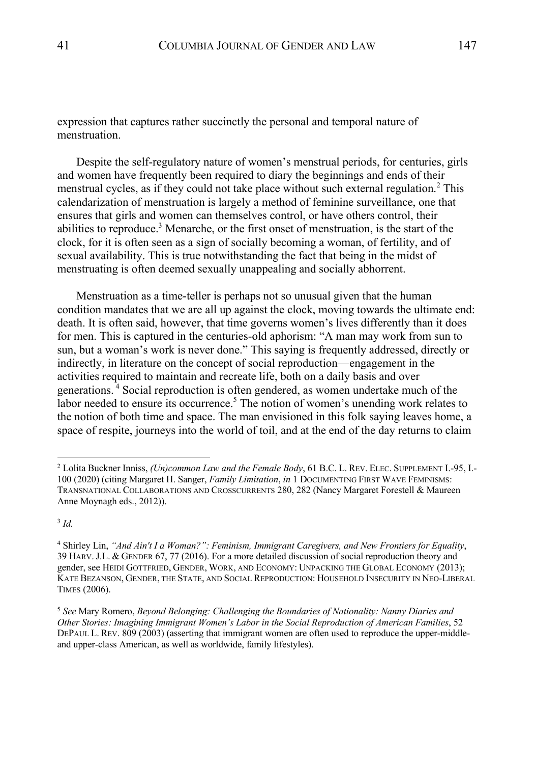expression that captures rather succinctly the personal and temporal nature of menstruation.

Despite the self-regulatory nature of women's menstrual periods, for centuries, girls and women have frequently been required to diary the beginnings and ends of their menstrual cycles, as if they could not take place without such external regulation.[2] This calendarization of menstruation is largely a method of feminine surveillance, one that ensures that girls and women can themselves control, or have others control, their abilities to reproduce.[3] Menarche, or the first onset of menstruation, is the start of the clock, for it is often seen as a sign of socially becoming a woman, of fertility, and of sexual availability. This is true notwithstanding the fact that being in the midst of menstruating is often deemed sexually unappealing and socially abhorrent.

Menstruation as a time-teller is perhaps not so unusual given that the human condition mandates that we are all up against the clock, moving towards the ultimate end: death. It is often said, however, that time governs women's lives differently than it does for men. This is captured in the centuries-old aphorism: "A man may work from sun to sun, but a woman's work is never done." This saying is frequently addressed, directly or indirectly, in literature on the concept of social reproduction—engagement in the activities required to maintain and recreate life, both on a daily basis and over generations.[4] Social reproduction is often gendered, as women undertake much of the labor needed to ensure its occurrence.[5] The notion of women's unending work relates to the notion of both time and space. The man envisioned in this folk saying leaves home, a space of respite, journeys into the world of toil, and at the end of the day returns to claim

---

[2] Lolita Buckner Inniss, *(Un)common Law and the Female Body*, 61 B.C. L. REV. ELEC. SUPPLEMENT I.-95, I.-100 (2020) (citing Margaret H. Sanger, *Family Limitation*, *in* 1 DOCUMENTING FIRST WAVE FEMINISMS: TRANSNATIONAL COLLABORATIONS AND CROSSCURRENTS 280, 282 (Nancy Margaret Forestell & Maureen Anne Moynagh eds., 2012)).

[3] *Id.*

[4] Shirley Lin, *"And Ain't I a Woman?": Feminism, Immigrant Caregivers, and New Frontiers for Equality*, 39 HARV. J.L. & GENDER 67, 77 (2016). For a more detailed discussion of social reproduction theory and gender, see HEIDI GOTTFRIED, GENDER, WORK, AND ECONOMY: UNPACKING THE GLOBAL ECONOMY (2013); KATE BEZANSON, GENDER, THE STATE, AND SOCIAL REPRODUCTION: HOUSEHOLD INSECURITY IN NEO-LIBERAL TIMES (2006).

[5] *See* Mary Romero, *Beyond Belonging: Challenging the Boundaries of Nationality: Nanny Diaries and Other Stories: Imagining Immigrant Women's Labor in the Social Reproduction of American Families*, 52 DEPAUL L. REV. 809 (2003) (asserting that immigrant women are often used to reproduce the upper-middle- and upper-class American, as well as worldwide, family lifestyles).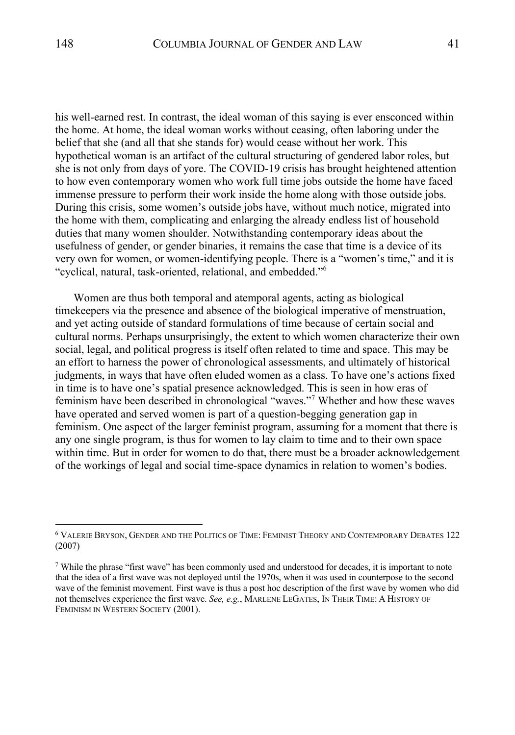his well-earned rest. In contrast, the ideal woman of this saying is ever ensconced within the home. At home, the ideal woman works without ceasing, often laboring under the belief that she (and all that she stands for) would cease without her work. This hypothetical woman is an artifact of the cultural structuring of gendered labor roles, but she is not only from days of yore. The COVID-19 crisis has brought heightened attention to how even contemporary women who work full time jobs outside the home have faced immense pressure to perform their work inside the home along with those outside jobs. During this crisis, some women's outside jobs have, without much notice, migrated into the home with them, complicating and enlarging the already endless list of household duties that many women shoulder. Notwithstanding contemporary ideas about the usefulness of gender, or gender binaries, it remains the case that time is a device of its very own for women, or women-identifying people. There is a "women's time," and it is "cyclical, natural, task-oriented, relational, and embedded."[6]

Women are thus both temporal and atemporal agents, acting as biological timekeepers via the presence and absence of the biological imperative of menstruation, and yet acting outside of standard formulations of time because of certain social and cultural norms. Perhaps unsurprisingly, the extent to which women characterize their own social, legal, and political progress is itself often related to time and space. This may be an effort to harness the power of chronological assessments, and ultimately of historical judgments, in ways that have often eluded women as a class. To have one's actions fixed in time is to have one's spatial presence acknowledged. This is seen in how eras of feminism have been described in chronological "waves."[7] Whether and how these waves have operated and served women is part of a question-begging generation gap in feminism. One aspect of the larger feminist program, assuming for a moment that there is any one single program, is thus for women to lay claim to time and to their own space within time. But in order for women to do that, there must be a broader acknowledgement of the workings of legal and social time-space dynamics in relation to women's bodies.

---

[6] VALERIE BRYSON, GENDER AND THE POLITICS OF TIME: FEMINIST THEORY AND CONTEMPORARY DEBATES 122 (2007)

[7] While the phrase "first wave" has been commonly used and understood for decades, it is important to note that the idea of a first wave was not deployed until the 1970s, when it was used in counterpose to the second wave of the feminist movement. First wave is thus a post hoc description of the first wave by women who did not themselves experience the first wave. *See, e.g.*, MARLENE LEGATES, IN THEIR TIME: A HISTORY OF FEMINISM IN WESTERN SOCIETY (2001).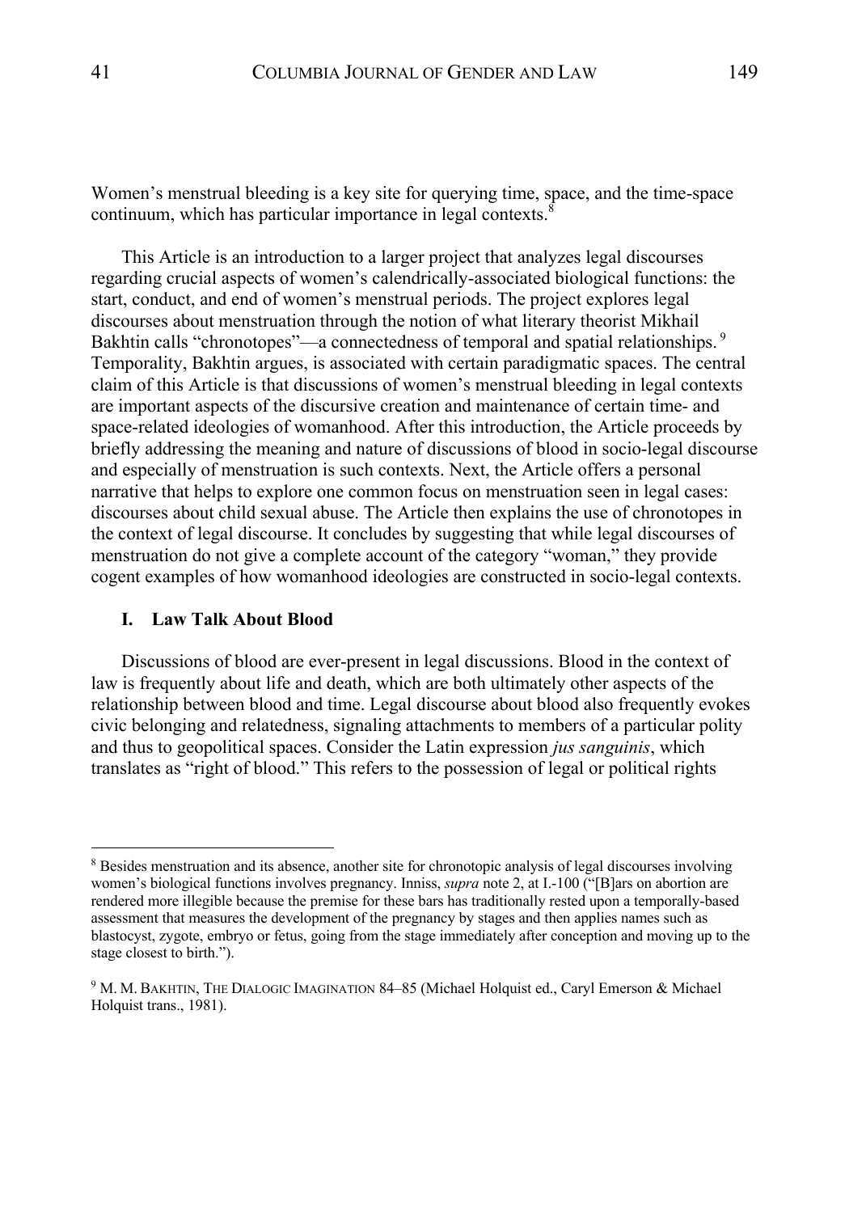Women's menstrual bleeding is a key site for querying time, space, and the time-space continuum, which has particular importance in legal contexts.[8]

This Article is an introduction to a larger project that analyzes legal discourses regarding crucial aspects of women's calendrically-associated biological functions: the start, conduct, and end of women's menstrual periods. The project explores legal discourses about menstruation through the notion of what literary theorist Mikhail Bakhtin calls "chronotopes"—a connectedness of temporal and spatial relationships.[9] Temporality, Bakhtin argues, is associated with certain paradigmatic spaces. The central claim of this Article is that discussions of women's menstrual bleeding in legal contexts are important aspects of the discursive creation and maintenance of certain time- and space-related ideologies of womanhood. After this introduction, the Article proceeds by briefly addressing the meaning and nature of discussions of blood in socio-legal discourse and especially of menstruation is such contexts. Next, the Article offers a personal narrative that helps to explore one common focus on menstruation seen in legal cases: discourses about child sexual abuse. The Article then explains the use of chronotopes in the context of legal discourse. It concludes by suggesting that while legal discourses of menstruation do not give a complete account of the category "woman," they provide cogent examples of how womanhood ideologies are constructed in socio-legal contexts.

## I. Law Talk About Blood

Discussions of blood are ever-present in legal discussions. Blood in the context of law is frequently about life and death, which are both ultimately other aspects of the relationship between blood and time. Legal discourse about blood also frequently evokes civic belonging and relatedness, signaling attachments to members of a particular polity and thus to geopolitical spaces. Consider the Latin expression *jus sanguinis*, which translates as "right of blood." This refers to the possession of legal or political rights

---

[8] Besides menstruation and its absence, another site for chronotopic analysis of legal discourses involving women's biological functions involves pregnancy. Inniss, *supra* note 2, at I.-100 ("[B]ars on abortion are rendered more illegible because the premise for these bars has traditionally rested upon a temporally-based assessment that measures the development of the pregnancy by stages and then applies names such as blastocyst, zygote, embryo or fetus, going from the stage immediately after conception and moving up to the stage closest to birth.").

[9] M. M. BAKHTIN, THE DIALOGIC IMAGINATION 84–85 (Michael Holquist ed., Caryl Emerson & Michael Holquist trans., 1981).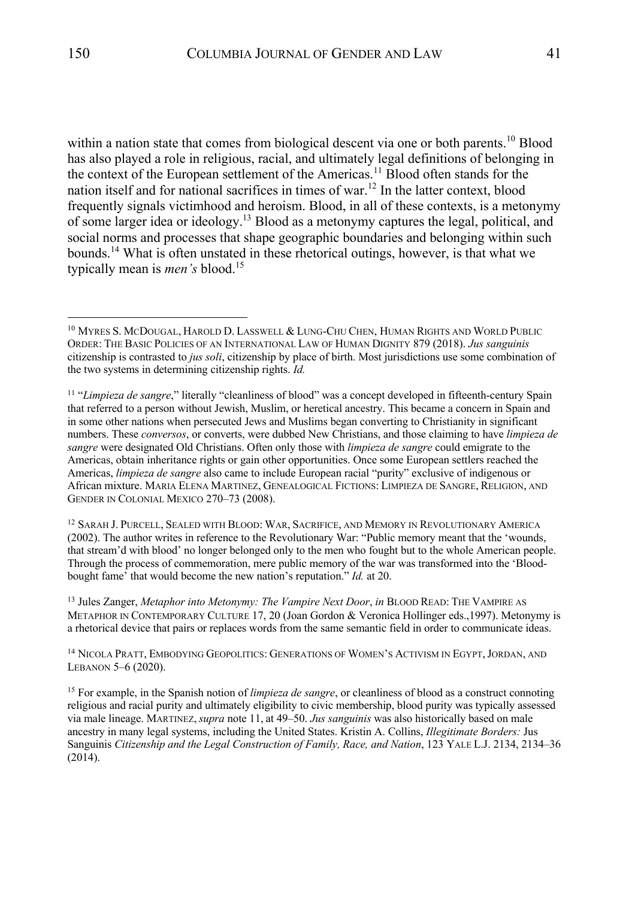within a nation state that comes from biological descent via one or both parents.[10] Blood has also played a role in religious, racial, and ultimately legal definitions of belonging in the context of the European settlement of the Americas.[11] Blood often stands for the nation itself and for national sacrifices in times of war.[12] In the latter context, blood frequently signals victimhood and heroism. Blood, in all of these contexts, is a metonymy of some larger idea or ideology.[13] Blood as a metonymy captures the legal, political, and social norms and processes that shape geographic boundaries and belonging within such bounds.[14] What is often unstated in these rhetorical outings, however, is that what we typically mean is *men's* blood.[15]

---

[10] MYRES S. MCDOUGAL, HAROLD D. LASSWELL & LUNG-CHU CHEN, HUMAN RIGHTS AND WORLD PUBLIC ORDER: THE BASIC POLICIES OF AN INTERNATIONAL LAW OF HUMAN DIGNITY 879 (2018). *Jus sanguinis* citizenship is contrasted to *jus soli*, citizenship by place of birth. Most jurisdictions use some combination of the two systems in determining citizenship rights. *Id.*

[11] "*Limpieza de sangre*," literally "cleanliness of blood" was a concept developed in fifteenth-century Spain that referred to a person without Jewish, Muslim, or heretical ancestry. This became a concern in Spain and in some other nations when persecuted Jews and Muslims began converting to Christianity in significant numbers. These *conversos*, or converts, were dubbed New Christians, and those claiming to have *limpieza de sangre* were designated Old Christians. Often only those with *limpieza de sangre* could emigrate to the Americas, obtain inheritance rights or gain other opportunities. Once some European settlers reached the Americas, *limpieza de sangre* also came to include European racial "purity" exclusive of indigenous or African mixture. MARIA ELENA MARTINEZ, GENEALOGICAL FICTIONS: LIMPIEZA DE SANGRE, RELIGION, AND GENDER IN COLONIAL MEXICO 270–73 (2008).

[12] SARAH J. PURCELL, SEALED WITH BLOOD: WAR, SACRIFICE, AND MEMORY IN REVOLUTIONARY AMERICA (2002). The author writes in reference to the Revolutionary War: "Public memory meant that the 'wounds, that stream'd with blood' no longer belonged only to the men who fought but to the whole American people. Through the process of commemoration, mere public memory of the war was transformed into the 'Blood-bought fame' that would become the new nation's reputation." *Id.* at 20.

[13] Jules Zanger, *Metaphor into Metonymy: The Vampire Next Door*, *in* BLOOD READ: THE VAMPIRE AS METAPHOR IN CONTEMPORARY CULTURE 17, 20 (Joan Gordon & Veronica Hollinger eds.,1997). Metonymy is a rhetorical device that pairs or replaces words from the same semantic field in order to communicate ideas.

[14] NICOLA PRATT, EMBODYING GEOPOLITICS: GENERATIONS OF WOMEN'S ACTIVISM IN EGYPT, JORDAN, AND LEBANON 5–6 (2020).

[15] For example, in the Spanish notion of *limpieza de sangre*, or cleanliness of blood as a construct connoting religious and racial purity and ultimately eligibility to civic membership, blood purity was typically assessed via male lineage. MARTINEZ, *supra* note 11, at 49–50. *Jus sanguinis* was also historically based on male ancestry in many legal systems, including the United States. Kristin A. Collins, *Illegitimate Borders:* Jus Sanguinis *Citizenship and the Legal Construction of Family, Race, and Nation*, 123 YALE L.J. 2134, 2134–36 (2014).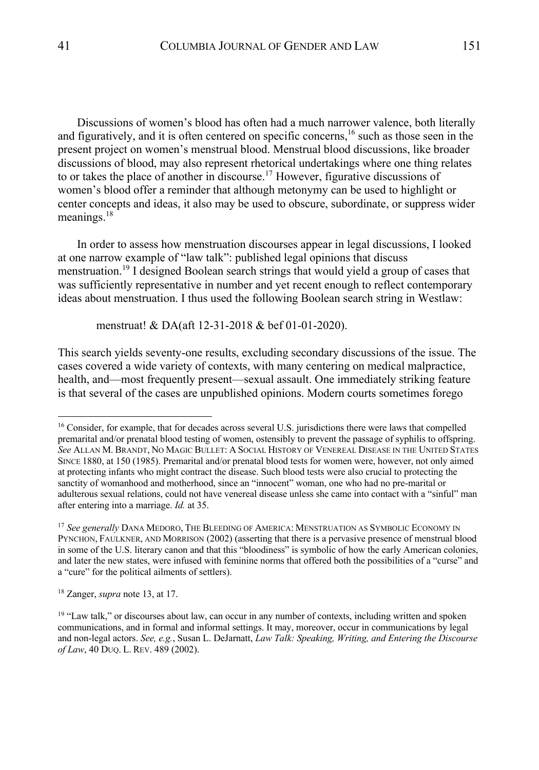Discussions of women's blood has often had a much narrower valence, both literally and figuratively, and it is often centered on specific concerns,[16] such as those seen in the present project on women's menstrual blood. Menstrual blood discussions, like broader discussions of blood, may also represent rhetorical undertakings where one thing relates to or takes the place of another in discourse.[17] However, figurative discussions of women's blood offer a reminder that although metonymy can be used to highlight or center concepts and ideas, it also may be used to obscure, subordinate, or suppress wider meanings.[18]

In order to assess how menstruation discourses appear in legal discussions, I looked at one narrow example of "law talk": published legal opinions that discuss menstruation.[19] I designed Boolean search strings that would yield a group of cases that was sufficiently representative in number and yet recent enough to reflect contemporary ideas about menstruation. I thus used the following Boolean search string in Westlaw:

> menstruat! & DA(aft 12-31-2018 & bef 01-01-2020).

This search yields seventy-one results, excluding secondary discussions of the issue. The cases covered a wide variety of contexts, with many centering on medical malpractice, health, and—most frequently present—sexual assault. One immediately striking feature is that several of the cases are unpublished opinions. Modern courts sometimes forego

---

[16] Consider, for example, that for decades across several U.S. jurisdictions there were laws that compelled premarital and/or prenatal blood testing of women, ostensibly to prevent the passage of syphilis to offspring. *See* ALLAN M. BRANDT, NO MAGIC BULLET: A SOCIAL HISTORY OF VENEREAL DISEASE IN THE UNITED STATES SINCE 1880, at 150 (1985). Premarital and/or prenatal blood tests for women were, however, not only aimed at protecting infants who might contract the disease. Such blood tests were also crucial to protecting the sanctity of womanhood and motherhood, since an "innocent" woman, one who had no pre-marital or adulterous sexual relations, could not have venereal disease unless she came into contact with a "sinful" man after entering into a marriage. *Id.* at 35.

[17] *See generally* DANA MEDORO, THE BLEEDING OF AMERICA: MENSTRUATION AS SYMBOLIC ECONOMY IN PYNCHON, FAULKNER, AND MORRISON (2002) (asserting that there is a pervasive presence of menstrual blood in some of the U.S. literary canon and that this "bloodiness" is symbolic of how the early American colonies, and later the new states, were infused with feminine norms that offered both the possibilities of a "curse" and a "cure" for the political ailments of settlers).

[18] Zanger, *supra* note 13, at 17.

[19] "Law talk," or discourses about law, can occur in any number of contexts, including written and spoken communications, and in formal and informal settings. It may, moreover, occur in communications by legal and non-legal actors. *See, e.g.*, Susan L. DeJarnatt, *Law Talk: Speaking, Writing, and Entering the Discourse of Law*, 40 DUQ. L. REV. 489 (2002).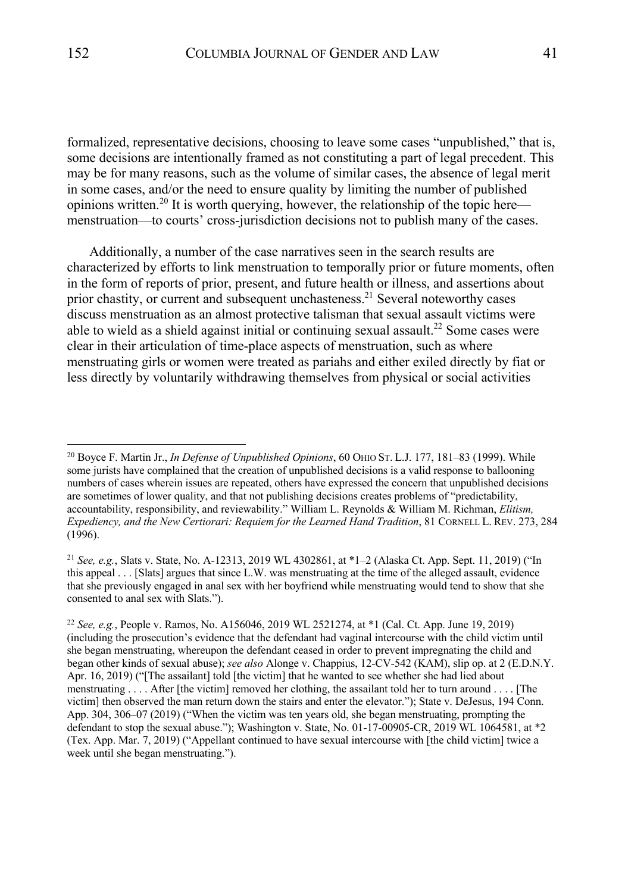formalized, representative decisions, choosing to leave some cases "unpublished," that is, some decisions are intentionally framed as not constituting a part of legal precedent. This may be for many reasons, such as the volume of similar cases, the absence of legal merit in some cases, and/or the need to ensure quality by limiting the number of published opinions written.[20] It is worth querying, however, the relationship of the topic here—menstruation—to courts' cross-jurisdiction decisions not to publish many of the cases.

Additionally, a number of the case narratives seen in the search results are characterized by efforts to link menstruation to temporally prior or future moments, often in the form of reports of prior, present, and future health or illness, and assertions about prior chastity, or current and subsequent unchasteness.[21] Several noteworthy cases discuss menstruation as an almost protective talisman that sexual assault victims were able to wield as a shield against initial or continuing sexual assault.[22] Some cases were clear in their articulation of time-place aspects of menstruation, such as where menstruating girls or women were treated as pariahs and either exiled directly by fiat or less directly by voluntarily withdrawing themselves from physical or social activities

---

[20] Boyce F. Martin Jr., *In Defense of Unpublished Opinions*, 60 OHIO ST. L.J. 177, 181–83 (1999). While some jurists have complained that the creation of unpublished decisions is a valid response to ballooning numbers of cases wherein issues are repeated, others have expressed the concern that unpublished decisions are sometimes of lower quality, and that not publishing decisions creates problems of "predictability, accountability, responsibility, and reviewability." William L. Reynolds & William M. Richman, *Elitism, Expediency, and the New Certiorari: Requiem for the Learned Hand Tradition*, 81 CORNELL L. REV. 273, 284 (1996).

[21] *See, e.g.*, Slats v. State, No. A-12313, 2019 WL 4302861, at *1–2 (Alaska Ct. App. Sept. 11, 2019) ("In this appeal . . . [Slats] argues that since L.W. was menstruating at the time of the alleged assault, evidence that she previously engaged in anal sex with her boyfriend while menstruating would tend to show that she consented to anal sex with Slats.").

[22] *See, e.g.*, People v. Ramos, No. A156046, 2019 WL 2521274, at *1 (Cal. Ct. App. June 19, 2019) (including the prosecution's evidence that the defendant had vaginal intercourse with the child victim until she began menstruating, whereupon the defendant ceased in order to prevent impregnating the child and began other kinds of sexual abuse); *see also* Alonge v. Chappius, 12-CV-542 (KAM), slip op. at 2 (E.D.N.Y. Apr. 16, 2019) ("[The assailant] told [the victim] that he wanted to see whether she had lied about menstruating . . . . After [the victim] removed her clothing, the assailant told her to turn around . . . . [The victim] then observed the man return down the stairs and enter the elevator."); State v. DeJesus, 194 Conn. App. 304, 306–07 (2019) ("When the victim was ten years old, she began menstruating, prompting the defendant to stop the sexual abuse."); Washington v. State, No. 01-17-00905-CR, 2019 WL 1064581, at *2 (Tex. App. Mar. 7, 2019) ("Appellant continued to have sexual intercourse with [the child victim] twice a week until she began menstruating.").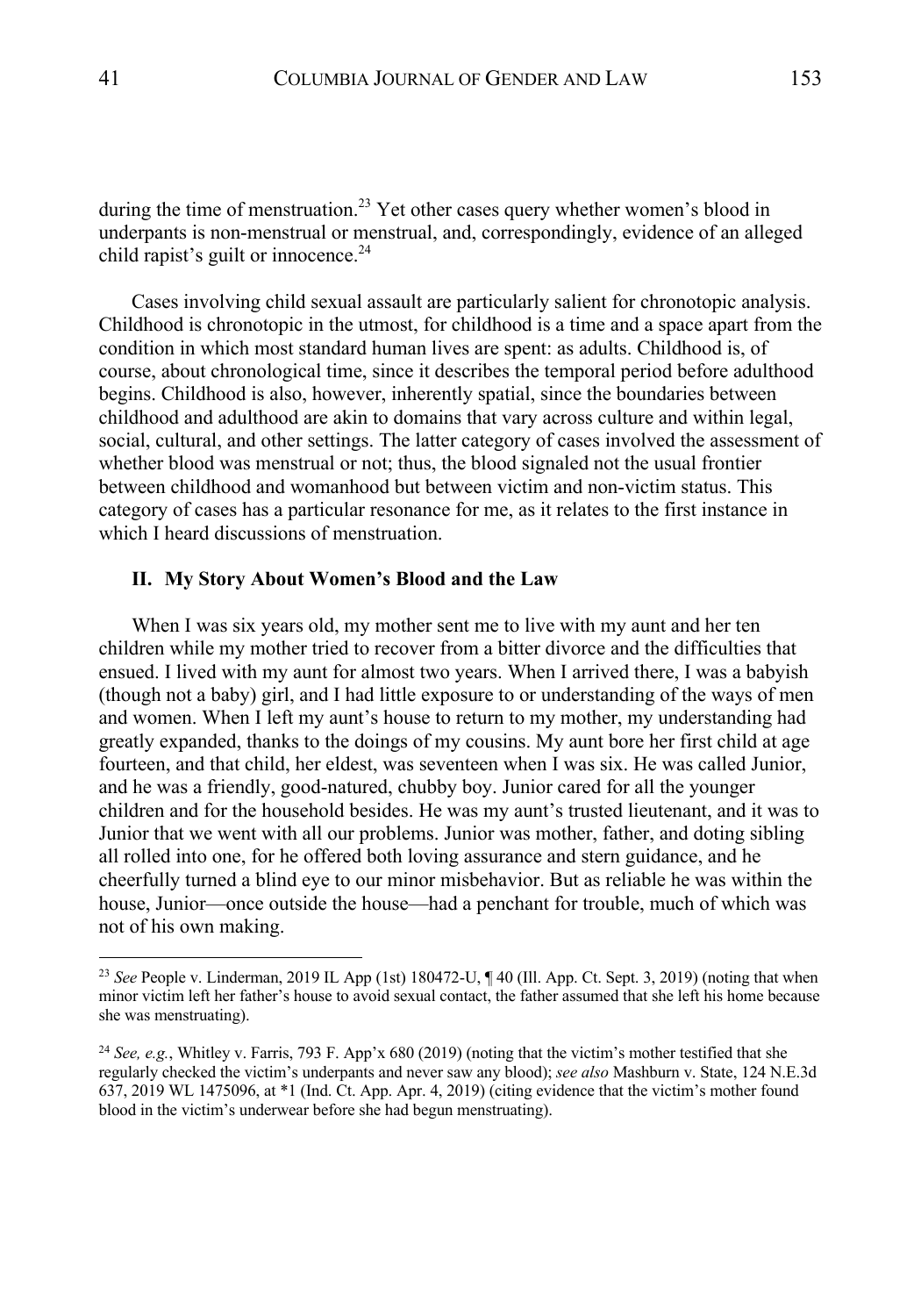during the time of menstruation.[23] Yet other cases query whether women's blood in underpants is non-menstrual or menstrual, and, correspondingly, evidence of an alleged child rapist's guilt or innocence.[24]

Cases involving child sexual assault are particularly salient for chronotopic analysis. Childhood is chronotopic in the utmost, for childhood is a time and a space apart from the condition in which most standard human lives are spent: as adults. Childhood is, of course, about chronological time, since it describes the temporal period before adulthood begins. Childhood is also, however, inherently spatial, since the boundaries between childhood and adulthood are akin to domains that vary across culture and within legal, social, cultural, and other settings. The latter category of cases involved the assessment of whether blood was menstrual or not; thus, the blood signaled not the usual frontier between childhood and womanhood but between victim and non-victim status. This category of cases has a particular resonance for me, as it relates to the first instance in which I heard discussions of menstruation.

## II. My Story About Women's Blood and the Law

When I was six years old, my mother sent me to live with my aunt and her ten children while my mother tried to recover from a bitter divorce and the difficulties that ensued. I lived with my aunt for almost two years. When I arrived there, I was a babyish (though not a baby) girl, and I had little exposure to or understanding of the ways of men and women. When I left my aunt's house to return to my mother, my understanding had greatly expanded, thanks to the doings of my cousins. My aunt bore her first child at age fourteen, and that child, her eldest, was seventeen when I was six. He was called Junior, and he was a friendly, good-natured, chubby boy. Junior cared for all the younger children and for the household besides. He was my aunt's trusted lieutenant, and it was to Junior that we went with all our problems. Junior was mother, father, and doting sibling all rolled into one, for he offered both loving assurance and stern guidance, and he cheerfully turned a blind eye to our minor misbehavior. But as reliable he was within the house, Junior—once outside the house—had a penchant for trouble, much of which was not of his own making.

---

[23] *See* People v. Linderman, 2019 IL App (1st) 180472-U, ¶ 40 (Ill. App. Ct. Sept. 3, 2019) (noting that when minor victim left her father's house to avoid sexual contact, the father assumed that she left his home because she was menstruating).

[24] *See, e.g.*, Whitley v. Farris, 793 F. App'x 680 (2019) (noting that the victim's mother testified that she regularly checked the victim's underpants and never saw any blood); *see also* Mashburn v. State, 124 N.E.3d 637, 2019 WL 1475096, at *1 (Ind. Ct. App. Apr. 4, 2019) (citing evidence that the victim's mother found blood in the victim's underwear before she had begun menstruating).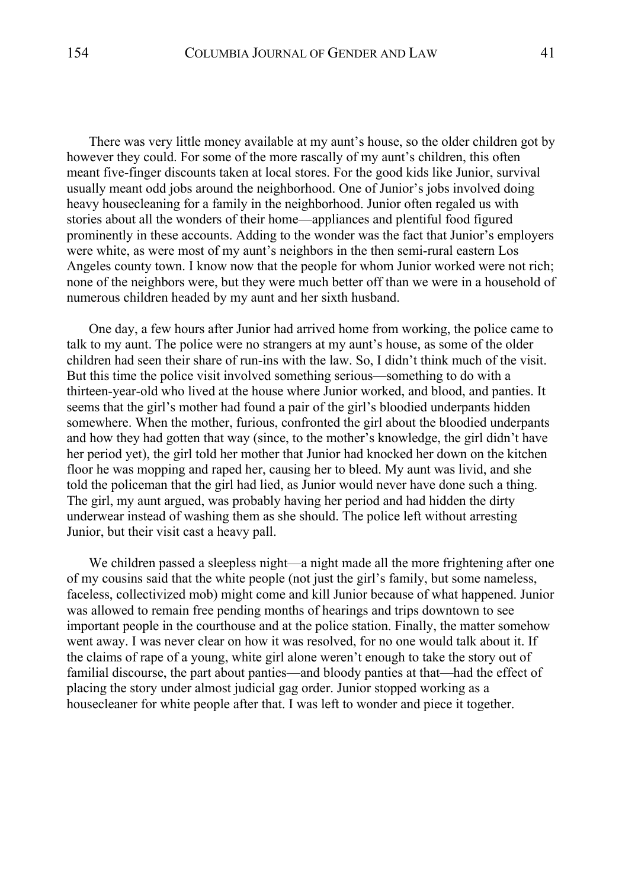There was very little money available at my aunt's house, so the older children got by however they could. For some of the more rascally of my aunt's children, this often meant five-finger discounts taken at local stores. For the good kids like Junior, survival usually meant odd jobs around the neighborhood. One of Junior's jobs involved doing heavy housecleaning for a family in the neighborhood. Junior often regaled us with stories about all the wonders of their home—appliances and plentiful food figured prominently in these accounts. Adding to the wonder was the fact that Junior's employers were white, as were most of my aunt's neighbors in the then semi-rural eastern Los Angeles county town. I know now that the people for whom Junior worked were not rich; none of the neighbors were, but they were much better off than we were in a household of numerous children headed by my aunt and her sixth husband.

One day, a few hours after Junior had arrived home from working, the police came to talk to my aunt. The police were no strangers at my aunt's house, as some of the older children had seen their share of run-ins with the law. So, I didn't think much of the visit. But this time the police visit involved something serious—something to do with a thirteen-year-old who lived at the house where Junior worked, and blood, and panties. It seems that the girl's mother had found a pair of the girl's bloodied underpants hidden somewhere. When the mother, furious, confronted the girl about the bloodied underpants and how they had gotten that way (since, to the mother's knowledge, the girl didn't have her period yet), the girl told her mother that Junior had knocked her down on the kitchen floor he was mopping and raped her, causing her to bleed. My aunt was livid, and she told the policeman that the girl had lied, as Junior would never have done such a thing. The girl, my aunt argued, was probably having her period and had hidden the dirty underwear instead of washing them as she should. The police left without arresting Junior, but their visit cast a heavy pall.

We children passed a sleepless night—a night made all the more frightening after one of my cousins said that the white people (not just the girl's family, but some nameless, faceless, collectivized mob) might come and kill Junior because of what happened. Junior was allowed to remain free pending months of hearings and trips downtown to see important people in the courthouse and at the police station. Finally, the matter somehow went away. I was never clear on how it was resolved, for no one would talk about it. If the claims of rape of a young, white girl alone weren't enough to take the story out of familial discourse, the part about panties—and bloody panties at that—had the effect of placing the story under almost judicial gag order. Junior stopped working as a housecleaner for white people after that. I was left to wonder and piece it together.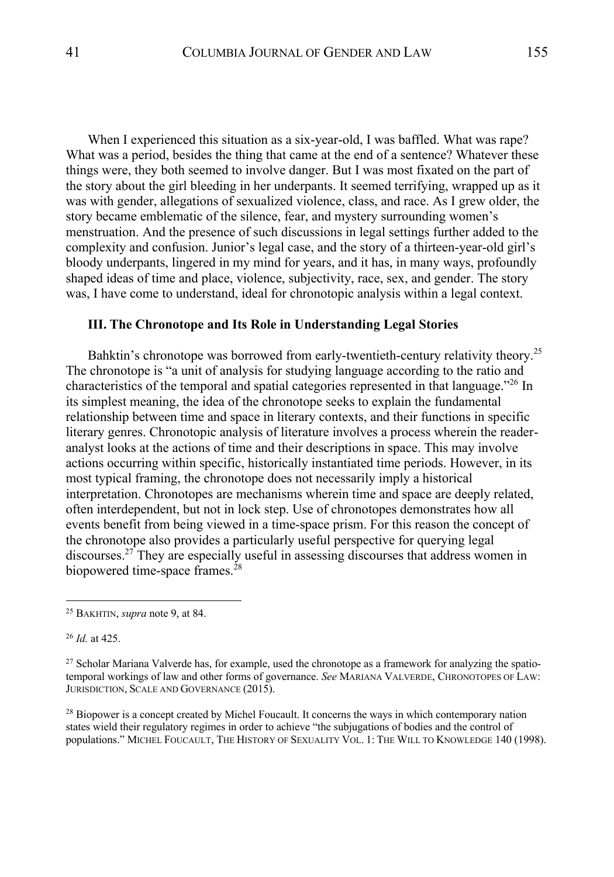When I experienced this situation as a six-year-old, I was baffled. What was rape? What was a period, besides the thing that came at the end of a sentence? Whatever these things were, they both seemed to involve danger. But I was most fixated on the part of the story about the girl bleeding in her underpants. It seemed terrifying, wrapped up as it was with gender, allegations of sexualized violence, class, and race. As I grew older, the story became emblematic of the silence, fear, and mystery surrounding women's menstruation. And the presence of such discussions in legal settings further added to the complexity and confusion. Junior's legal case, and the story of a thirteen-year-old girl's bloody underpants, lingered in my mind for years, and it has, in many ways, profoundly shaped ideas of time and place, violence, subjectivity, race, sex, and gender. The story was, I have come to understand, ideal for chronotopic analysis within a legal context.

### III. The Chronotope and Its Role in Understanding Legal Stories

Bahktin's chronotope was borrowed from early-twentieth-century relativity theory.[25] The chronotope is "a unit of analysis for studying language according to the ratio and characteristics of the temporal and spatial categories represented in that language."[26] In its simplest meaning, the idea of the chronotope seeks to explain the fundamental relationship between time and space in literary contexts, and their functions in specific literary genres. Chronotopic analysis of literature involves a process wherein the reader-analyst looks at the actions of time and their descriptions in space. This may involve actions occurring within specific, historically instantiated time periods. However, in its most typical framing, the chronotope does not necessarily imply a historical interpretation. Chronotopes are mechanisms wherein time and space are deeply related, often interdependent, but not in lock step. Use of chronotopes demonstrates how all events benefit from being viewed in a time-space prism. For this reason the concept of the chronotope also provides a particularly useful perspective for querying legal discourses.[27] They are especially useful in assessing discourses that address women in biopowered time-space frames.[28]

---

[25] BAKHTIN, *supra* note 9, at 84.

[26] *Id.* at 425.

[27] Scholar Mariana Valverde has, for example, used the chronotope as a framework for analyzing the spatio-temporal workings of law and other forms of governance. *See* MARIANA VALVERDE, CHRONOTOPES OF LAW: JURISDICTION, SCALE AND GOVERNANCE (2015).

[28] Biopower is a concept created by Michel Foucault. It concerns the ways in which contemporary nation states wield their regulatory regimes in order to achieve "the subjugations of bodies and the control of populations." MICHEL FOUCAULT, THE HISTORY OF SEXUALITY VOL. 1: THE WILL TO KNOWLEDGE 140 (1998).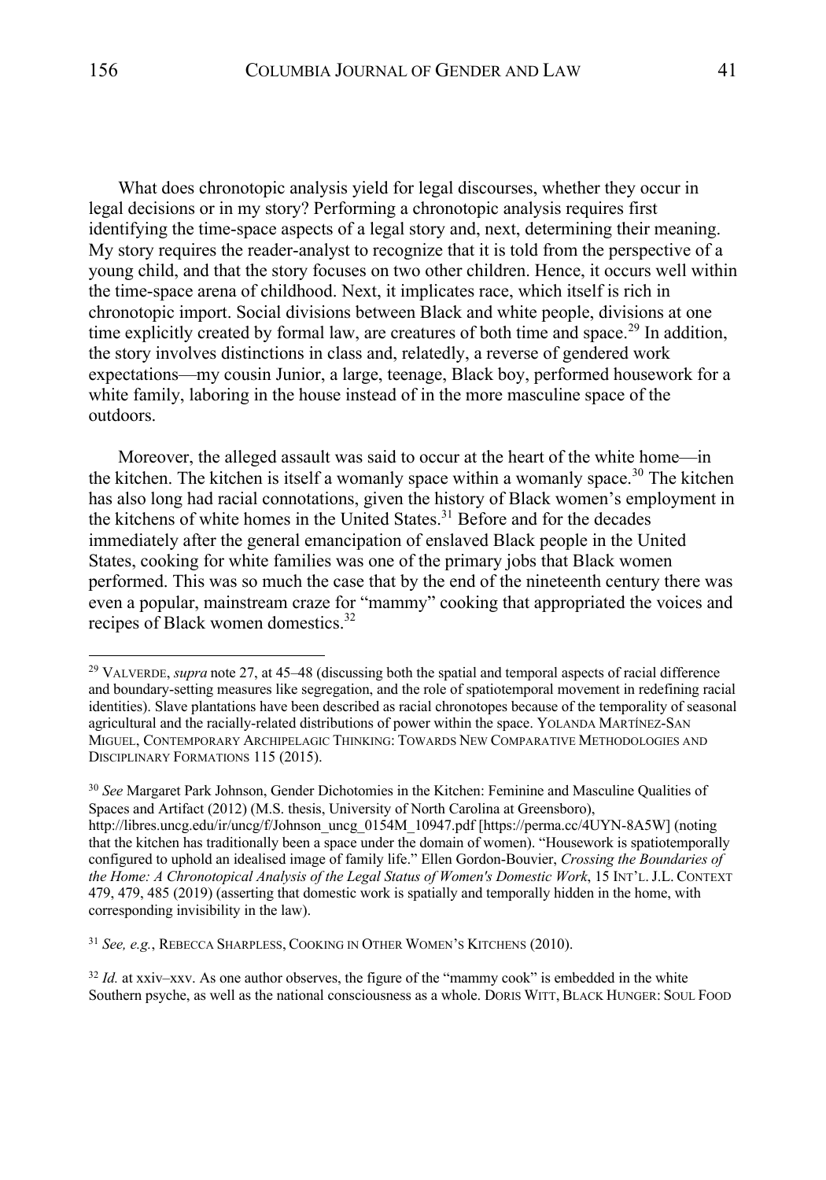What does chronotopic analysis yield for legal discourses, whether they occur in legal decisions or in my story? Performing a chronotopic analysis requires first identifying the time-space aspects of a legal story and, next, determining their meaning. My story requires the reader-analyst to recognize that it is told from the perspective of a young child, and that the story focuses on two other children. Hence, it occurs well within the time-space arena of childhood. Next, it implicates race, which itself is rich in chronotopic import. Social divisions between Black and white people, divisions at one time explicitly created by formal law, are creatures of both time and space.[29] In addition, the story involves distinctions in class and, relatedly, a reverse of gendered work expectations—my cousin Junior, a large, teenage, Black boy, performed housework for a white family, laboring in the house instead of in the more masculine space of the outdoors.

Moreover, the alleged assault was said to occur at the heart of the white home—in the kitchen. The kitchen is itself a womanly space within a womanly space.[30] The kitchen has also long had racial connotations, given the history of Black women's employment in the kitchens of white homes in the United States.[31] Before and for the decades immediately after the general emancipation of enslaved Black people in the United States, cooking for white families was one of the primary jobs that Black women performed. This was so much the case that by the end of the nineteenth century there was even a popular, mainstream craze for "mammy" cooking that appropriated the voices and recipes of Black women domestics.[32]

---

[29] VALVERDE, *supra* note 27, at 45–48 (discussing both the spatial and temporal aspects of racial difference and boundary-setting measures like segregation, and the role of spatiotemporal movement in redefining racial identities). Slave plantations have been described as racial chronotopes because of the temporality of seasonal agricultural and the racially-related distributions of power within the space. YOLANDA MARTÍNEZ-SAN MIGUEL, CONTEMPORARY ARCHIPELAGIC THINKING: TOWARDS NEW COMPARATIVE METHODOLOGIES AND DISCIPLINARY FORMATIONS 115 (2015).

[30] *See* Margaret Park Johnson, Gender Dichotomies in the Kitchen: Feminine and Masculine Qualities of Spaces and Artifact (2012) (M.S. thesis, University of North Carolina at Greensboro), http://libres.uncg.edu/ir/uncg/f/Johnson_uncg_0154M_10947.pdf [https://perma.cc/4UYN-8A5W] (noting that the kitchen has traditionally been a space under the domain of women). "Housework is spatiotemporally configured to uphold an idealised image of family life." Ellen Gordon-Bouvier, *Crossing the Boundaries of the Home: A Chronotopical Analysis of the Legal Status of Women's Domestic Work*, 15 INT'L. J.L. CONTEXT 479, 479, 485 (2019) (asserting that domestic work is spatially and temporally hidden in the home, with corresponding invisibility in the law).

[31] *See, e.g.*, REBECCA SHARPLESS, COOKING IN OTHER WOMEN'S KITCHENS (2010).

[32] *Id.* at xxiv–xxv. As one author observes, the figure of the "mammy cook" is embedded in the white Southern psyche, as well as the national consciousness as a whole. DORIS WITT, BLACK HUNGER: SOUL FOOD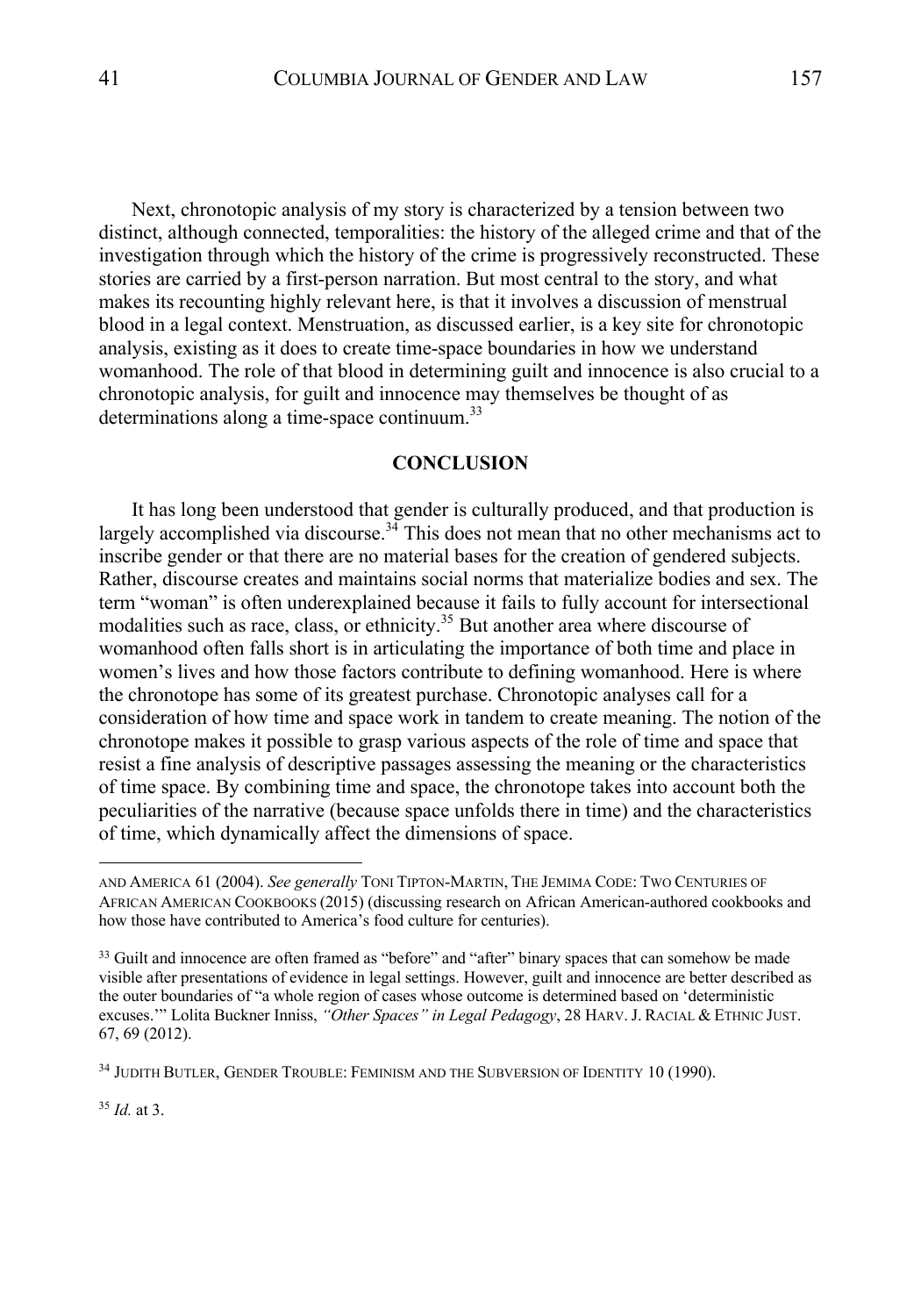Next, chronotopic analysis of my story is characterized by a tension between two distinct, although connected, temporalities: the history of the alleged crime and that of the investigation through which the history of the crime is progressively reconstructed. These stories are carried by a first-person narration. But most central to the story, and what makes its recounting highly relevant here, is that it involves a discussion of menstrual blood in a legal context. Menstruation, as discussed earlier, is a key site for chronotopic analysis, existing as it does to create time-space boundaries in how we understand womanhood. The role of that blood in determining guilt and innocence is also crucial to a chronotopic analysis, for guilt and innocence may themselves be thought of as determinations along a time-space continuum.[33]

## CONCLUSION

It has long been understood that gender is culturally produced, and that production is largely accomplished via discourse.[34] This does not mean that no other mechanisms act to inscribe gender or that there are no material bases for the creation of gendered subjects. Rather, discourse creates and maintains social norms that materialize bodies and sex. The term "woman" is often underexplained because it fails to fully account for intersectional modalities such as race, class, or ethnicity.[35] But another area where discourse of womanhood often falls short is in articulating the importance of both time and place in women's lives and how those factors contribute to defining womanhood. Here is where the chronotope has some of its greatest purchase. Chronotopic analyses call for a consideration of how time and space work in tandem to create meaning. The notion of the chronotope makes it possible to grasp various aspects of the role of time and space that resist a fine analysis of descriptive passages assessing the meaning or the characteristics of time space. By combining time and space, the chronotope takes into account both the peculiarities of the narrative (because space unfolds there in time) and the characteristics of time, which dynamically affect the dimensions of space.

---

AND AMERICA 61 (2004). *See generally* TONI TIPTON-MARTIN, THE JEMIMA CODE: TWO CENTURIES OF AFRICAN AMERICAN COOKBOOKS (2015) (discussing research on African American-authored cookbooks and how those have contributed to America's food culture for centuries).

[33] Guilt and innocence are often framed as "before" and "after" binary spaces that can somehow be made visible after presentations of evidence in legal settings. However, guilt and innocence are better described as the outer boundaries of "a whole region of cases whose outcome is determined based on 'deterministic excuses.'" Lolita Buckner Inniss, *"Other Spaces" in Legal Pedagogy*, 28 HARV. J. RACIAL & ETHNIC JUST. 67, 69 (2012).

[34] JUDITH BUTLER, GENDER TROUBLE: FEMINISM AND THE SUBVERSION OF IDENTITY 10 (1990).

[35] *Id.* at 3.